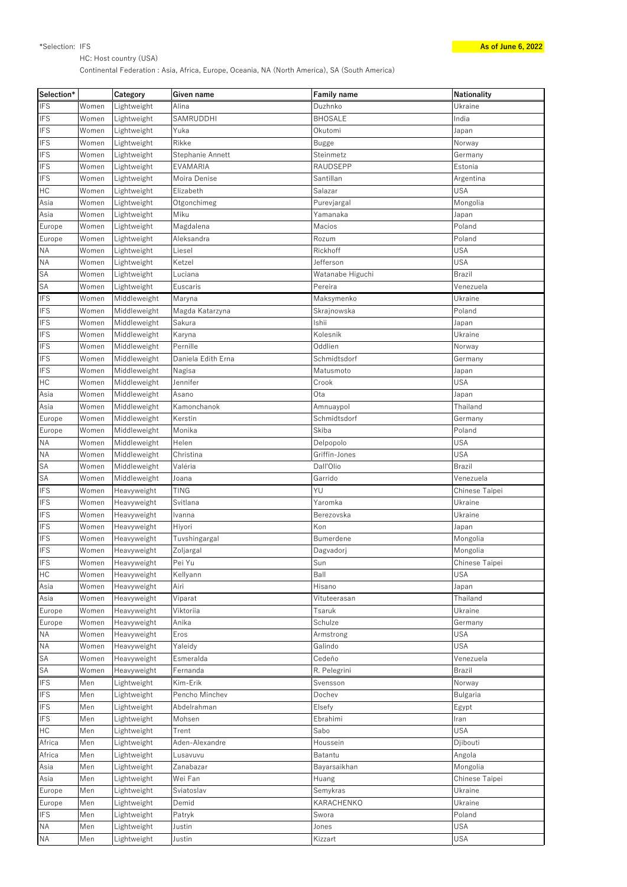*Selection: IFS

HC: Host country (USA)

Continental Federation : Asia, Africa, Europe, Oceania, NA (North America), SA (South America)

**As of June 6, 2022**

| Selection* | | Category | Given name | Family name | Nationality |
|---|---|---|---|---|---|
| IFS | Women | Lightweight | Alina | Duzhnko | Ukraine |
| IFS | Women | Lightweight | SAMRUDDHI | BHOSALE | India |
| IFS | Women | Lightweight | Yuka | Okutomi | Japan |
| IFS | Women | Lightweight | Rikke | Bugge | Norway |
| IFS | Women | Lightweight | Stephanie Annett | Steinmetz | Germany |
| IFS | Women | Lightweight | EVAMARIA | RAUDSEPP | Estonia |
| IFS | Women | Lightweight | Moira Denise | Santillan | Argentina |
| HC | Women | Lightweight | Elizabeth | Salazar | USA |
| Asia | Women | Lightweight | Otgonchimeg | Purevjargal | Mongolia |
| Asia | Women | Lightweight | Miku | Yamanaka | Japan |
| Europe | Women | Lightweight | Magdalena | Macios | Poland |
| Europe | Women | Lightweight | Aleksandra | Rozum | Poland |
| NA | Women | Lightweight | Liesel | Rickhoff | USA |
| NA | Women | Lightweight | Ketzel | Jefferson | USA |
| SA | Women | Lightweight | Luciana | Watanabe Higuchi | Brazil |
| SA | Women | Lightweight | Euscaris | Pereira | Venezuela |
| IFS | Women | Middleweight | Maryna | Maksymenko | Ukraine |
| IFS | Women | Middleweight | Magda Katarzyna | Skrajnowska | Poland |
| IFS | Women | Middleweight | Sakura | Ishii | Japan |
| IFS | Women | Middleweight | Karyna | Kolesnik | Ukraine |
| IFS | Women | Middleweight | Pernille | Oddlien | Norway |
| IFS | Women | Middleweight | Daniela Edith Erna | Schmidtsdorf | Germany |
| IFS | Women | Middleweight | Nagisa | Matusmoto | Japan |
| HC | Women | Middleweight | Jennifer | Crook | USA |
| Asia | Women | Middleweight | Asano | Ota | Japan |
| Asia | Women | Middleweight | Kamonchanok | Amnuaypol | Thailand |
| Europe | Women | Middleweight | Kerstin | Schmidtsdorf | Germany |
| Europe | Women | Middleweight | Monika | Skiba | Poland |
| NA | Women | Middleweight | Helen | Delpopolo | USA |
| NA | Women | Middleweight | Christina | Griffin-Jones | USA |
| SA | Women | Middleweight | Valéria | Dall'Olio | Brazil |
| SA | Women | Middleweight | Joana | Garrido | Venezuela |
| IFS | Women | Heavyweight | TING | YU | Chinese Taipei |
| IFS | Women | Heavyweight | Svitlana | Yaromka | Ukraine |
| IFS | Women | Heavyweight | Ivanna | Berezovska | Ukraine |
| IFS | Women | Heavyweight | Hiyori | Kon | Japan |
| IFS | Women | Heavyweight | Tuvshingargal | Bumerdene | Mongolia |
| IFS | Women | Heavyweight | Zoljargal | Dagvadorj | Mongolia |
| IFS | Women | Heavyweight | Pei Yu | Sun | Chinese Taipei |
| HC | Women | Heavyweight | Kellyann | Ball | USA |
| Asia | Women | Heavyweight | Airi | Hisano | Japan |
| Asia | Women | Heavyweight | Viparat | Vituteerasan | Thailand |
| Europe | Women | Heavyweight | Viktoriia | Tsaruk | Ukraine |
| Europe | Women | Heavyweight | Anika | Schulze | Germany |
| NA | Women | Heavyweight | Eros | Armstrong | USA |
| NA | Women | Heavyweight | Yaleidy | Galindo | USA |
| SA | Women | Heavyweight | Esmeralda | Cedeño | Venezuela |
| SA | Women | Heavyweight | Fernanda | R. Pelegrini | Brazil |
| IFS | Men | Lightweight | Kim-Erik | Svensson | Norway |
| IFS | Men | Lightweight | Pencho Minchev | Dochev | Bulgaria |
| IFS | Men | Lightweight | Abdelrahman | Elsefy | Egypt |
| IFS | Men | Lightweight | Mohsen | Ebrahimi | Iran |
| HC | Men | Lightweight | Trent | Sabo | USA |
| Africa | Men | Lightweight | Aden-Alexandre | Houssein | Djibouti |
| Africa | Men | Lightweight | Lusavuvu | Batantu | Angola |
| Asia | Men | Lightweight | Zanabazar | Bayarsaikhan | Mongolia |
| Asia | Men | Lightweight | Wei Fan | Huang | Chinese Taipei |
| Europe | Men | Lightweight | Sviatoslav | Semykras | Ukraine |
| Europe | Men | Lightweight | Demid | KARACHENKO | Ukraine |
| IFS | Men | Lightweight | Patryk | Swora | Poland |
| NA | Men | Lightweight | Justin | Jones | USA |
| NA | Men | Lightweight | Justin | Kizzart | USA |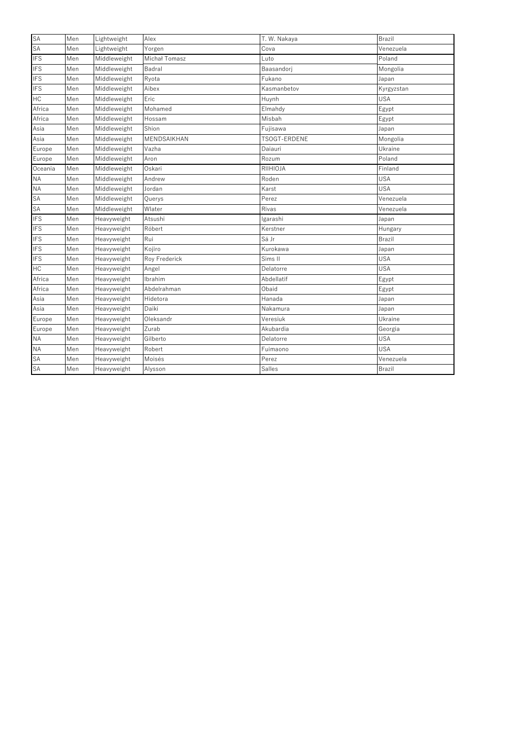| | | | | | |
|---|---|---|---|---|---|
| SA | Men | Lightweight | Alex | T. W. Nakaya | Brazil |
| SA | Men | Lightweight | Yorgen | Cova | Venezuela |
| IFS | Men | Middleweight | Michał Tomasz | Luto | Poland |
| IFS | Men | Middleweight | Badral | Baasandorj | Mongolia |
| IFS | Men | Middleweight | Ryota | Fukano | Japan |
| IFS | Men | Middleweight | Aibex | Kasmanbetov | Kyrgyzstan |
| HC | Men | Middleweight | Eric | Huynh | USA |
| Africa | Men | Middleweight | Mohamed | Elmahdy | Egypt |
| Africa | Men | Middleweight | Hossam | Misbah | Egypt |
| Asia | Men | Middleweight | Shion | Fujisawa | Japan |
| Asia | Men | Middleweight | MENDSAIKHAN | TSOGT-ERDENE | Mongolia |
| Europe | Men | Middleweight | Vazha | Daiauri | Ukraine |
| Europe | Men | Middleweight | Aron | Rozum | Poland |
| Oceania | Men | Middleweight | Oskari | RIIHIOJA | Finland |
| NA | Men | Middleweight | Andrew | Roden | USA |
| NA | Men | Middleweight | Jordan | Karst | USA |
| SA | Men | Middleweight | Querys | Perez | Venezuela |
| SA | Men | Middleweight | Wlater | Rivas | Venezuela |
| IFS | Men | Heavyweight | Atsushi | Igarashi | Japan |
| IFS | Men | Heavyweight | Róbert | Kerstner | Hungary |
| IFS | Men | Heavyweight | Rui | Sá Jr | Brazil |
| IFS | Men | Heavyweight | Kojiro | Kurokawa | Japan |
| IFS | Men | Heavyweight | Roy Frederick | Sims II | USA |
| HC | Men | Heavyweight | Angel | Delatorre | USA |
| Africa | Men | Heavyweight | Ibrahim | Abdellatif | Egypt |
| Africa | Men | Heavyweight | Abdelrahman | Obaid | Egypt |
| Asia | Men | Heavyweight | Hidetora | Hanada | Japan |
| Asia | Men | Heavyweight | Daiki | Nakamura | Japan |
| Europe | Men | Heavyweight | Oleksandr | Veresiuk | Ukraine |
| Europe | Men | Heavyweight | Zurab | Akubardia | Georgia |
| NA | Men | Heavyweight | Gilberto | Delatorre | USA |
| NA | Men | Heavyweight | Robert | Fuimaono | USA |
| SA | Men | Heavyweight | Moisés | Perez | Venezuela |
| SA | Men | Heavyweight | Alysson | Salles | Brazil |